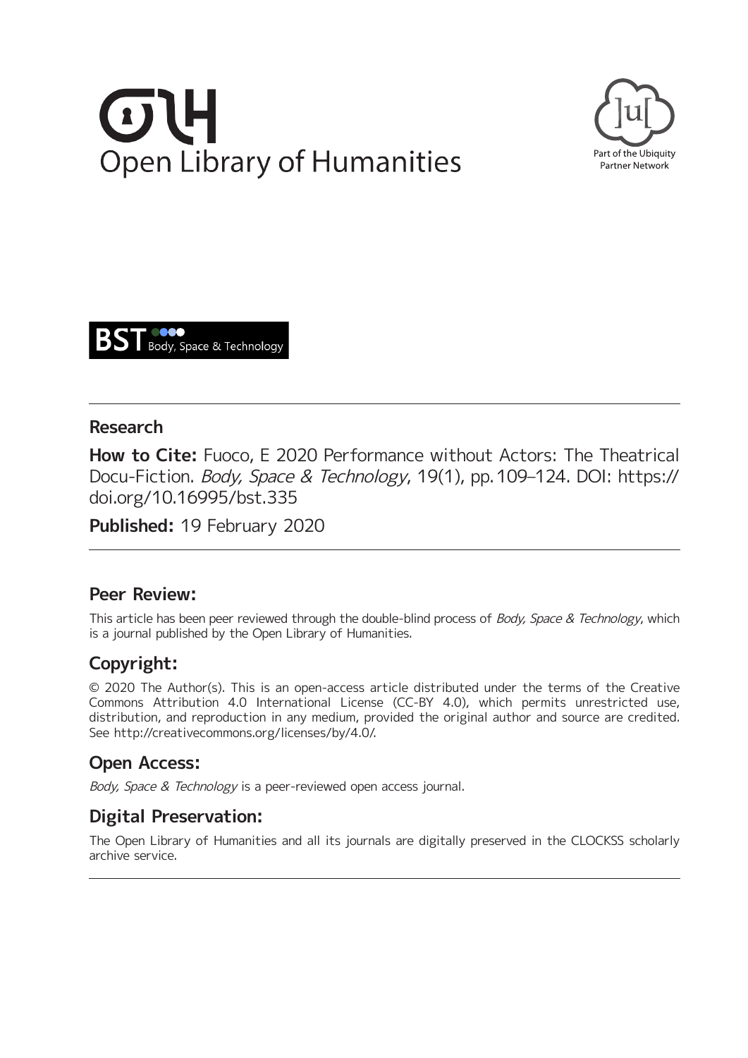Open Library of Humanities

Part of the Ubiquity Partner Network

BST Body, Space & Technology

## Research

**How to Cite:** Fuoco, E 2020 Performance without Actors: The Theatrical Docu-Fiction. *Body, Space & Technology*, 19(1), pp. 109–124. DOI: https://doi.org/10.16995/bst.335

**Published:** 19 February 2020

## Peer Review:

This article has been peer reviewed through the double-blind process of *Body, Space & Technology*, which is a journal published by the Open Library of Humanities.

## Copyright:

© 2020 The Author(s). This is an open-access article distributed under the terms of the Creative Commons Attribution 4.0 International License (CC-BY 4.0), which permits unrestricted use, distribution, and reproduction in any medium, provided the original author and source are credited. See http://creativecommons.org/licenses/by/4.0/.

## Open Access:

*Body, Space & Technology* is a peer-reviewed open access journal.

## Digital Preservation:

The Open Library of Humanities and all its journals are digitally preserved in the CLOCKSS scholarly archive service.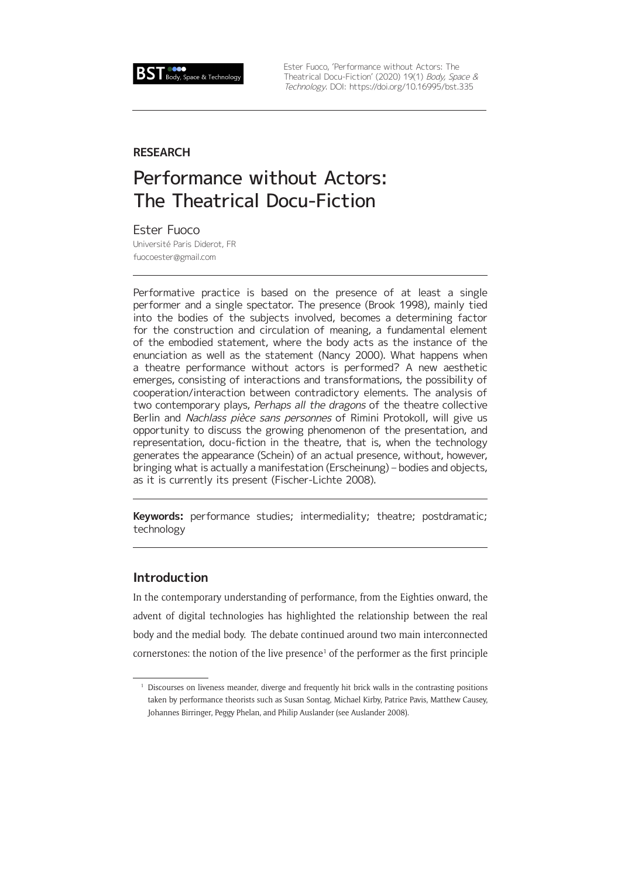**RESEARCH**

# Performance without Actors: The Theatrical Docu-Fiction

Ester Fuoco

Université Paris Diderot, FR

fuocoester@gmail.com

Performative practice is based on the presence of at least a single performer and a single spectator. The presence (Brook 1998), mainly tied into the bodies of the subjects involved, becomes a determining factor for the construction and circulation of meaning, a fundamental element of the embodied statement, where the body acts as the instance of the enunciation as well as the statement (Nancy 2000). What happens when a theatre performance without actors is performed? A new aesthetic emerges, consisting of interactions and transformations, the possibility of cooperation/interaction between contradictory elements. The analysis of two contemporary plays, *Perhaps all the dragons* of the theatre collective Berlin and *Nachlass pièce sans personnes* of Rimini Protokoll, will give us opportunity to discuss the growing phenomenon of the presentation, and representation, docu-fiction in the theatre, that is, when the technology generates the appearance (Schein) of an actual presence, without, however, bringing what is actually a manifestation (Erscheinung) – bodies and objects, as it is currently its present (Fischer-Lichte 2008).

**Keywords:** performance studies; intermediality; theatre; postdramatic; technology

## Introduction

In the contemporary understanding of performance, from the Eighties onward, the advent of digital technologies has highlighted the relationship between the real body and the medial body. The debate continued around two main interconnected cornerstones: the notion of the live presence[1] of the performer as the first principle

[1] Discourses on liveness meander, diverge and frequently hit brick walls in the contrasting positions taken by performance theorists such as Susan Sontag, Michael Kirby, Patrice Pavis, Matthew Causey, Johannes Birringer, Peggy Phelan, and Philip Auslander (see Auslander 2008).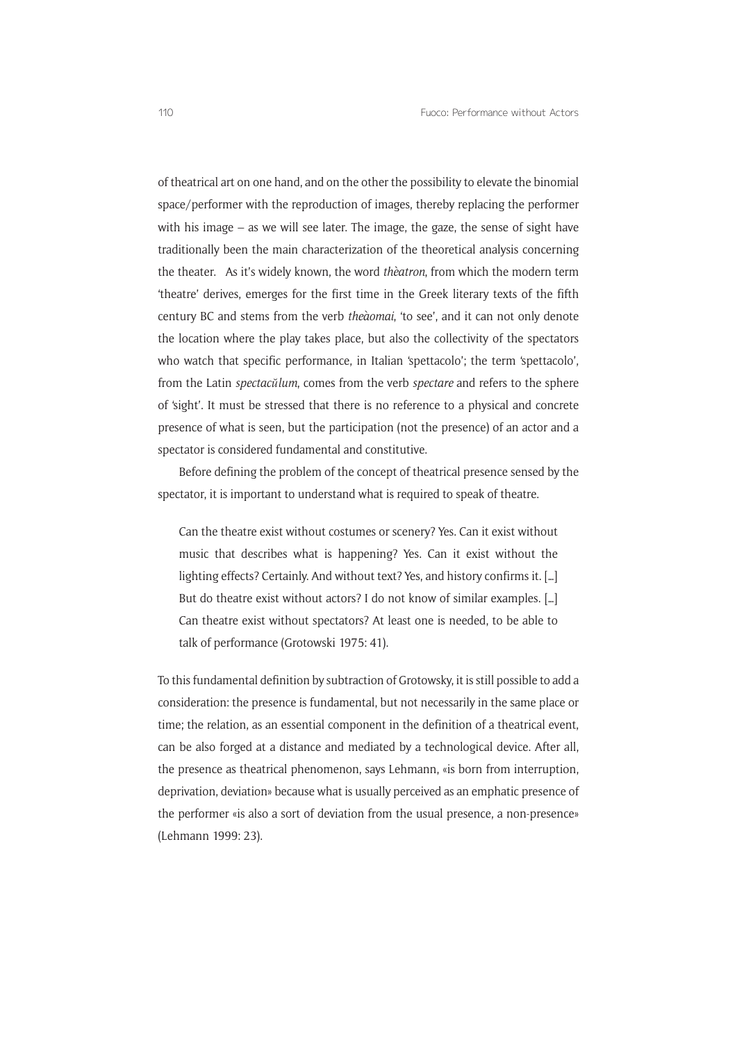of theatrical art on one hand, and on the other the possibility to elevate the binomial space/performer with the reproduction of images, thereby replacing the performer with his image – as we will see later. The image, the gaze, the sense of sight have traditionally been the main characterization of the theoretical analysis concerning the theater. As it's widely known, the word *thèatron*, from which the modern term 'theatre' derives, emerges for the first time in the Greek literary texts of the fifth century BC and stems from the verb *theàomai*, 'to see', and it can not only denote the location where the play takes place, but also the collectivity of the spectators who watch that specific performance, in Italian 'spettacolo'; the term 'spettacolo', from the Latin *spectacŭlum*, comes from the verb *spectare* and refers to the sphere of 'sight'. It must be stressed that there is no reference to a physical and concrete presence of what is seen, but the participation (not the presence) of an actor and a spectator is considered fundamental and constitutive.

Before defining the problem of the concept of theatrical presence sensed by the spectator, it is important to understand what is required to speak of theatre.

> Can the theatre exist without costumes or scenery? Yes. Can it exist without music that describes what is happening? Yes. Can it exist without the lighting effects? Certainly. And without text? Yes, and history confirms it. [...] But do theatre exist without actors? I do not know of similar examples. [...] Can theatre exist without spectators? At least one is needed, to be able to talk of performance (Grotowski 1975: 41).

To this fundamental definition by subtraction of Grotowsky, it is still possible to add a consideration: the presence is fundamental, but not necessarily in the same place or time; the relation, as an essential component in the definition of a theatrical event, can be also forged at a distance and mediated by a technological device. After all, the presence as theatrical phenomenon, says Lehmann, «is born from interruption, deprivation, deviation» because what is usually perceived as an emphatic presence of the performer «is also a sort of deviation from the usual presence, a non-presence» (Lehmann 1999: 23).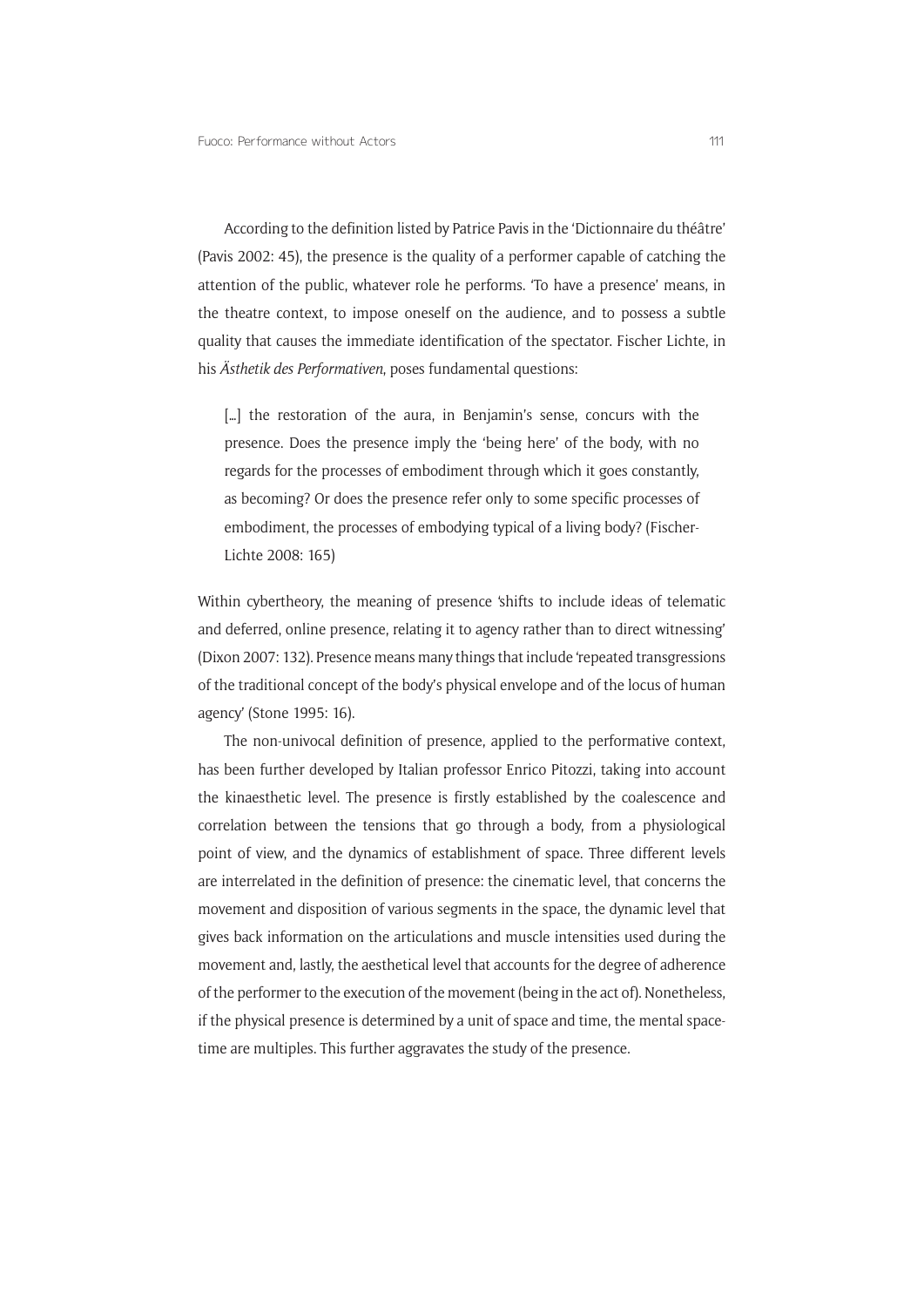According to the definition listed by Patrice Pavis in the 'Dictionnaire du théâtre' (Pavis 2002: 45), the presence is the quality of a performer capable of catching the attention of the public, whatever role he performs. 'To have a presence' means, in the theatre context, to impose oneself on the audience, and to possess a subtle quality that causes the immediate identification of the spectator. Fischer Lichte, in his *Ästhetik des Performativen*, poses fundamental questions:

> [...] the restoration of the aura, in Benjamin's sense, concurs with the presence. Does the presence imply the 'being here' of the body, with no regards for the processes of embodiment through which it goes constantly, as becoming? Or does the presence refer only to some specific processes of embodiment, the processes of embodying typical of a living body? (Fischer-Lichte 2008: 165)

Within cybertheory, the meaning of presence 'shifts to include ideas of telematic and deferred, online presence, relating it to agency rather than to direct witnessing' (Dixon 2007: 132). Presence means many things that include 'repeated transgressions of the traditional concept of the body's physical envelope and of the locus of human agency' (Stone 1995: 16).

The non-univocal definition of presence, applied to the performative context, has been further developed by Italian professor Enrico Pitozzi, taking into account the kinaesthetic level. The presence is firstly established by the coalescence and correlation between the tensions that go through a body, from a physiological point of view, and the dynamics of establishment of space. Three different levels are interrelated in the definition of presence: the cinematic level, that concerns the movement and disposition of various segments in the space, the dynamic level that gives back information on the articulations and muscle intensities used during the movement and, lastly, the aesthetical level that accounts for the degree of adherence of the performer to the execution of the movement (being in the act of). Nonetheless, if the physical presence is determined by a unit of space and time, the mental space-time are multiples. This further aggravates the study of the presence.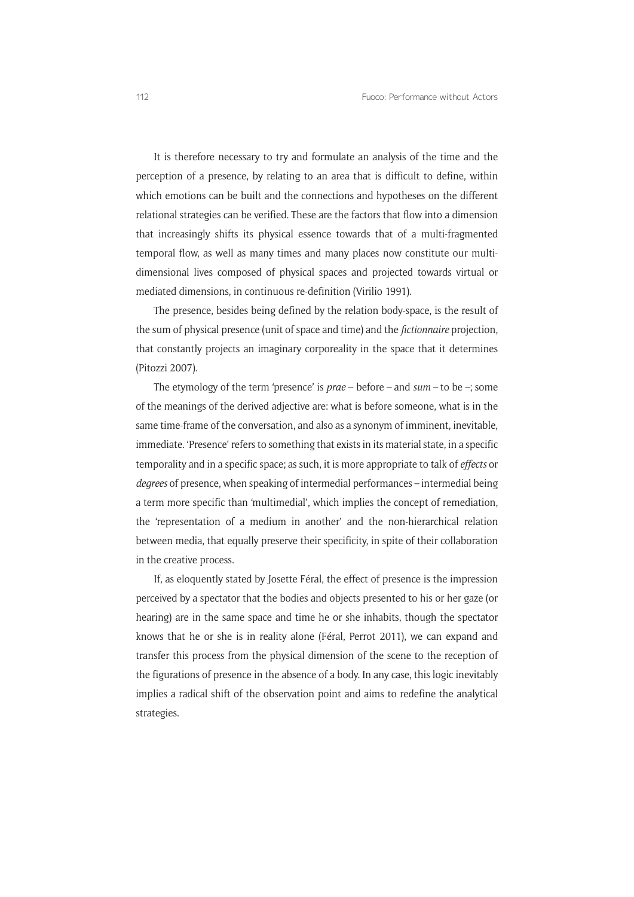It is therefore necessary to try and formulate an analysis of the time and the perception of a presence, by relating to an area that is difficult to define, within which emotions can be built and the connections and hypotheses on the different relational strategies can be verified. These are the factors that flow into a dimension that increasingly shifts its physical essence towards that of a multi-fragmented temporal flow, as well as many times and many places now constitute our multi-dimensional lives composed of physical spaces and projected towards virtual or mediated dimensions, in continuous re-definition (Virilio 1991).

The presence, besides being defined by the relation body-space, is the result of the sum of physical presence (unit of space and time) and the *fictionnaire* projection, that constantly projects an imaginary corporeality in the space that it determines (Pitozzi 2007).

The etymology of the term 'presence' is *prae* – before – and *sum* – to be –; some of the meanings of the derived adjective are: what is before someone, what is in the same time-frame of the conversation, and also as a synonym of imminent, inevitable, immediate. 'Presence' refers to something that exists in its material state, in a specific temporality and in a specific space; as such, it is more appropriate to talk of *effects* or *degrees* of presence, when speaking of intermedial performances – intermedial being a term more specific than 'multimedial', which implies the concept of remediation, the 'representation of a medium in another' and the non-hierarchical relation between media, that equally preserve their specificity, in spite of their collaboration in the creative process.

If, as eloquently stated by Josette Féral, the effect of presence is the impression perceived by a spectator that the bodies and objects presented to his or her gaze (or hearing) are in the same space and time he or she inhabits, though the spectator knows that he or she is in reality alone (Féral, Perrot 2011), we can expand and transfer this process from the physical dimension of the scene to the reception of the figurations of presence in the absence of a body. In any case, this logic inevitably implies a radical shift of the observation point and aims to redefine the analytical strategies.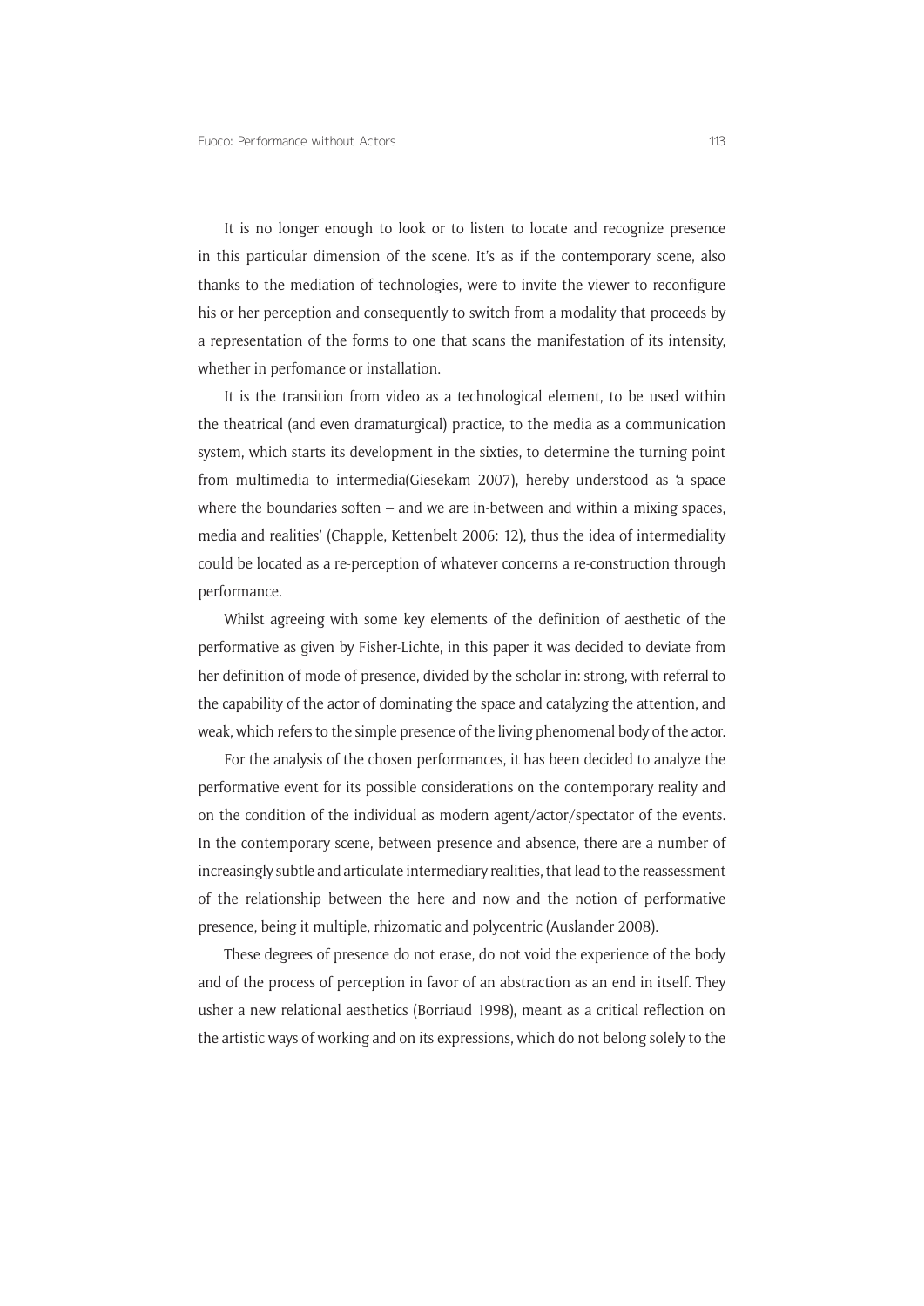It is no longer enough to look or to listen to locate and recognize presence in this particular dimension of the scene. It's as if the contemporary scene, also thanks to the mediation of technologies, were to invite the viewer to reconfigure his or her perception and consequently to switch from a modality that proceeds by a representation of the forms to one that scans the manifestation of its intensity, whether in perfomance or installation.

It is the transition from video as a technological element, to be used within the theatrical (and even dramaturgical) practice, to the media as a communication system, which starts its development in the sixties, to determine the turning point from multimedia to intermedia(Giesekam 2007), hereby understood as 'a space where the boundaries soften – and we are in-between and within a mixing spaces, media and realities' (Chapple, Kettenbelt 2006: 12), thus the idea of intermediality could be located as a re-perception of whatever concerns a re-construction through performance.

Whilst agreeing with some key elements of the definition of aesthetic of the performative as given by Fisher-Lichte, in this paper it was decided to deviate from her definition of mode of presence, divided by the scholar in: strong, with referral to the capability of the actor of dominating the space and catalyzing the attention, and weak, which refers to the simple presence of the living phenomenal body of the actor.

For the analysis of the chosen performances, it has been decided to analyze the performative event for its possible considerations on the contemporary reality and on the condition of the individual as modern agent/actor/spectator of the events. In the contemporary scene, between presence and absence, there are a number of increasingly subtle and articulate intermediary realities, that lead to the reassessment of the relationship between the here and now and the notion of performative presence, being it multiple, rhizomatic and polycentric (Auslander 2008).

These degrees of presence do not erase, do not void the experience of the body and of the process of perception in favor of an abstraction as an end in itself. They usher a new relational aesthetics (Borriaud 1998), meant as a critical reflection on the artistic ways of working and on its expressions, which do not belong solely to the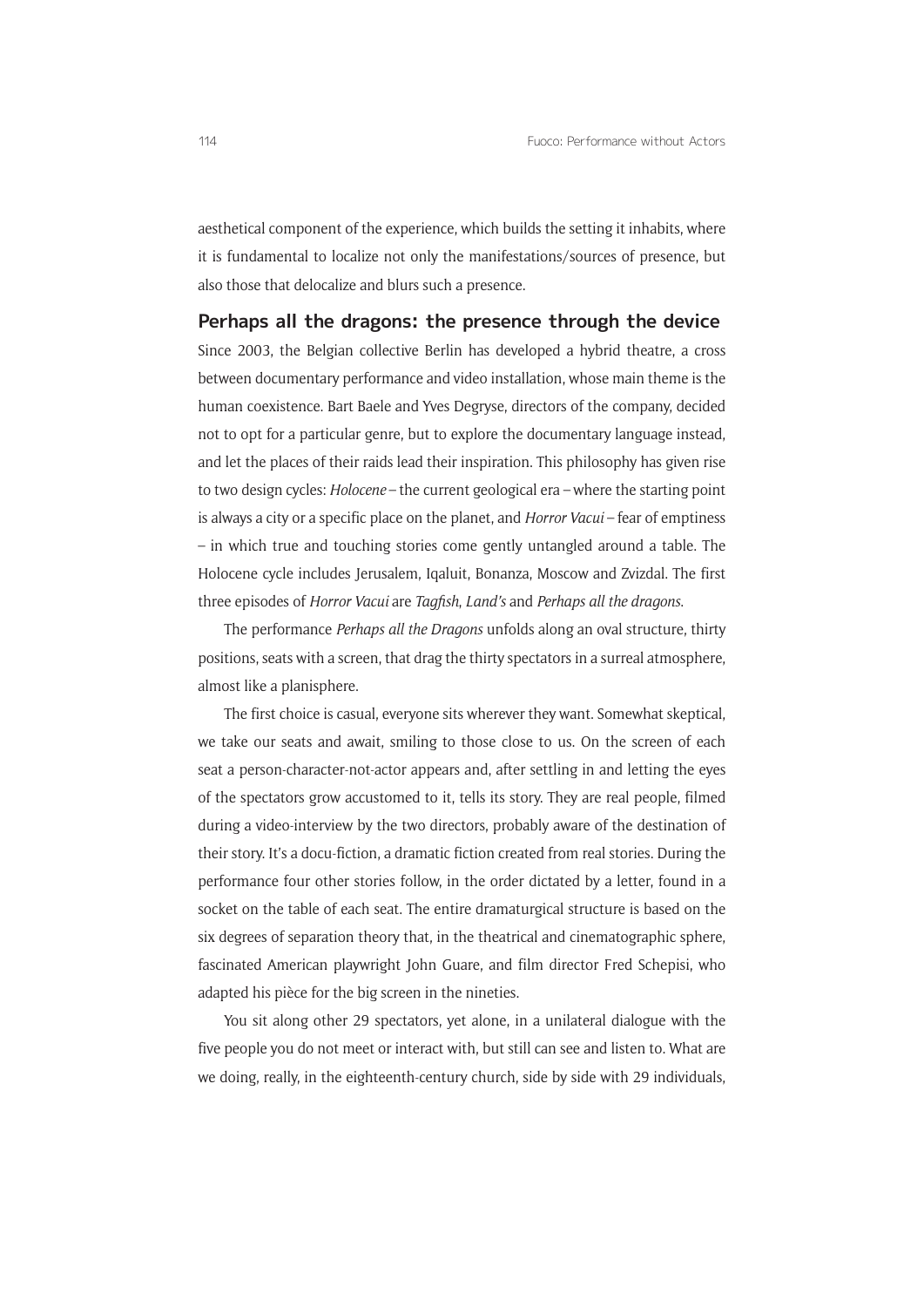aesthetical component of the experience, which builds the setting it inhabits, where it is fundamental to localize not only the manifestations/sources of presence, but also those that delocalize and blurs such a presence.

## Perhaps all the dragons: the presence through the device

Since 2003, the Belgian collective Berlin has developed a hybrid theatre, a cross between documentary performance and video installation, whose main theme is the human coexistence. Bart Baele and Yves Degryse, directors of the company, decided not to opt for a particular genre, but to explore the documentary language instead, and let the places of their raids lead their inspiration. This philosophy has given rise to two design cycles: *Holocene* – the current geological era – where the starting point is always a city or a specific place on the planet, and *Horror Vacui* – fear of emptiness – in which true and touching stories come gently untangled around a table. The Holocene cycle includes Jerusalem, Iqaluit, Bonanza, Moscow and Zvizdal. The first three episodes of *Horror Vacui* are *Tagfish*, *Land's* and *Perhaps all the dragons*.

The performance *Perhaps all the Dragons* unfolds along an oval structure, thirty positions, seats with a screen, that drag the thirty spectators in a surreal atmosphere, almost like a planisphere.

The first choice is casual, everyone sits wherever they want. Somewhat skeptical, we take our seats and await, smiling to those close to us. On the screen of each seat a person-character-not-actor appears and, after settling in and letting the eyes of the spectators grow accustomed to it, tells its story. They are real people, filmed during a video-interview by the two directors, probably aware of the destination of their story. It's a docu-fiction, a dramatic fiction created from real stories. During the performance four other stories follow, in the order dictated by a letter, found in a socket on the table of each seat. The entire dramaturgical structure is based on the six degrees of separation theory that, in the theatrical and cinematographic sphere, fascinated American playwright John Guare, and film director Fred Schepisi, who adapted his pièce for the big screen in the nineties.

You sit along other 29 spectators, yet alone, in a unilateral dialogue with the five people you do not meet or interact with, but still can see and listen to. What are we doing, really, in the eighteenth-century church, side by side with 29 individuals,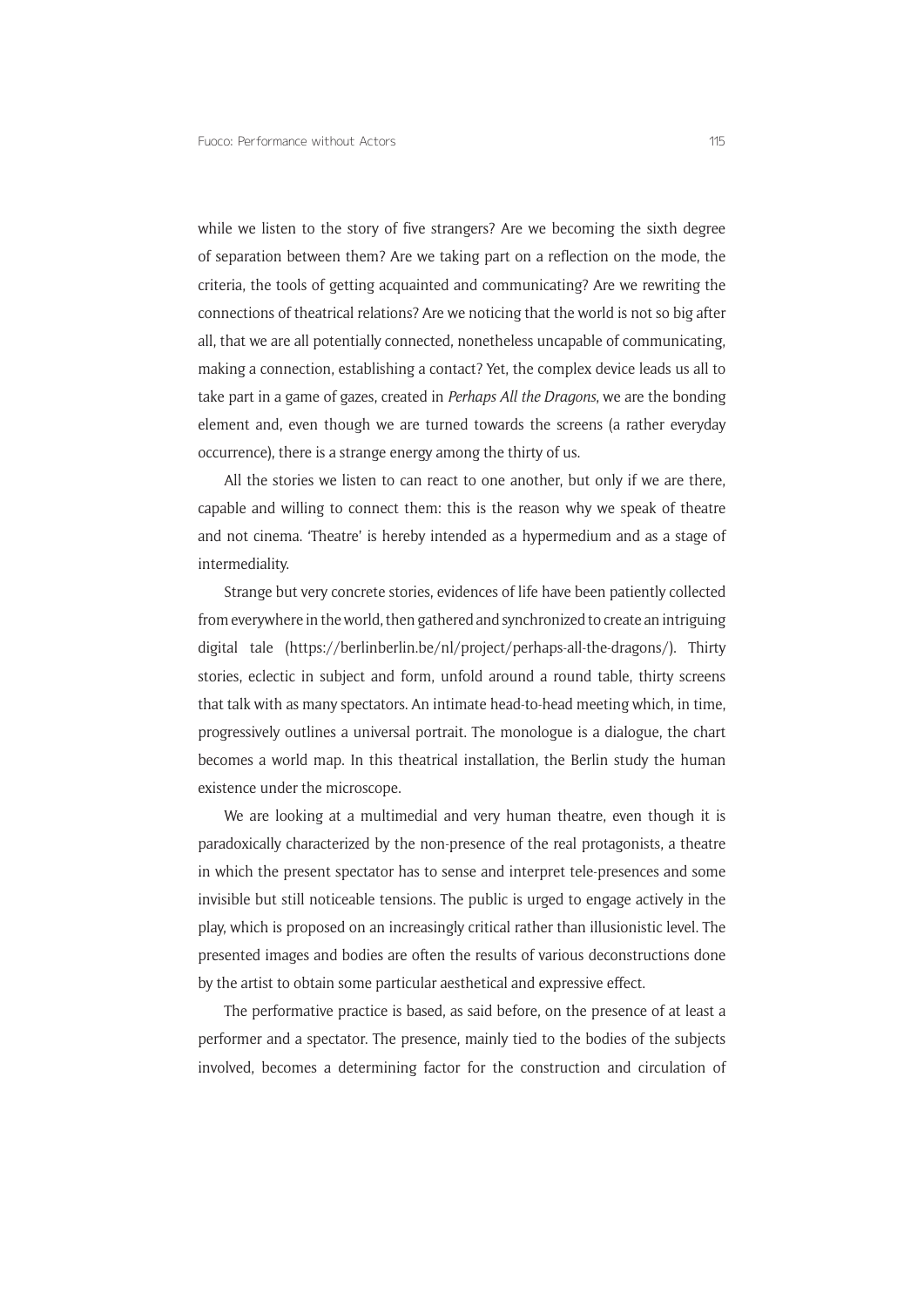while we listen to the story of five strangers? Are we becoming the sixth degree of separation between them? Are we taking part on a reflection on the mode, the criteria, the tools of getting acquainted and communicating? Are we rewriting the connections of theatrical relations? Are we noticing that the world is not so big after all, that we are all potentially connected, nonetheless uncapable of communicating, making a connection, establishing a contact? Yet, the complex device leads us all to take part in a game of gazes, created in *Perhaps All the Dragons*, we are the bonding element and, even though we are turned towards the screens (a rather everyday occurrence), there is a strange energy among the thirty of us.

All the stories we listen to can react to one another, but only if we are there, capable and willing to connect them: this is the reason why we speak of theatre and not cinema. 'Theatre' is hereby intended as a hypermedium and as a stage of intermediality.

Strange but very concrete stories, evidences of life have been patiently collected from everywhere in the world, then gathered and synchronized to create an intriguing digital tale (https://berlinberlin.be/nl/project/perhaps-all-the-dragons/). Thirty stories, eclectic in subject and form, unfold around a round table, thirty screens that talk with as many spectators. An intimate head-to-head meeting which, in time, progressively outlines a universal portrait. The monologue is a dialogue, the chart becomes a world map. In this theatrical installation, the Berlin study the human existence under the microscope.

We are looking at a multimedial and very human theatre, even though it is paradoxically characterized by the non-presence of the real protagonists, a theatre in which the present spectator has to sense and interpret tele-presences and some invisible but still noticeable tensions. The public is urged to engage actively in the play, which is proposed on an increasingly critical rather than illusionistic level. The presented images and bodies are often the results of various deconstructions done by the artist to obtain some particular aesthetical and expressive effect.

The performative practice is based, as said before, on the presence of at least a performer and a spectator. The presence, mainly tied to the bodies of the subjects involved, becomes a determining factor for the construction and circulation of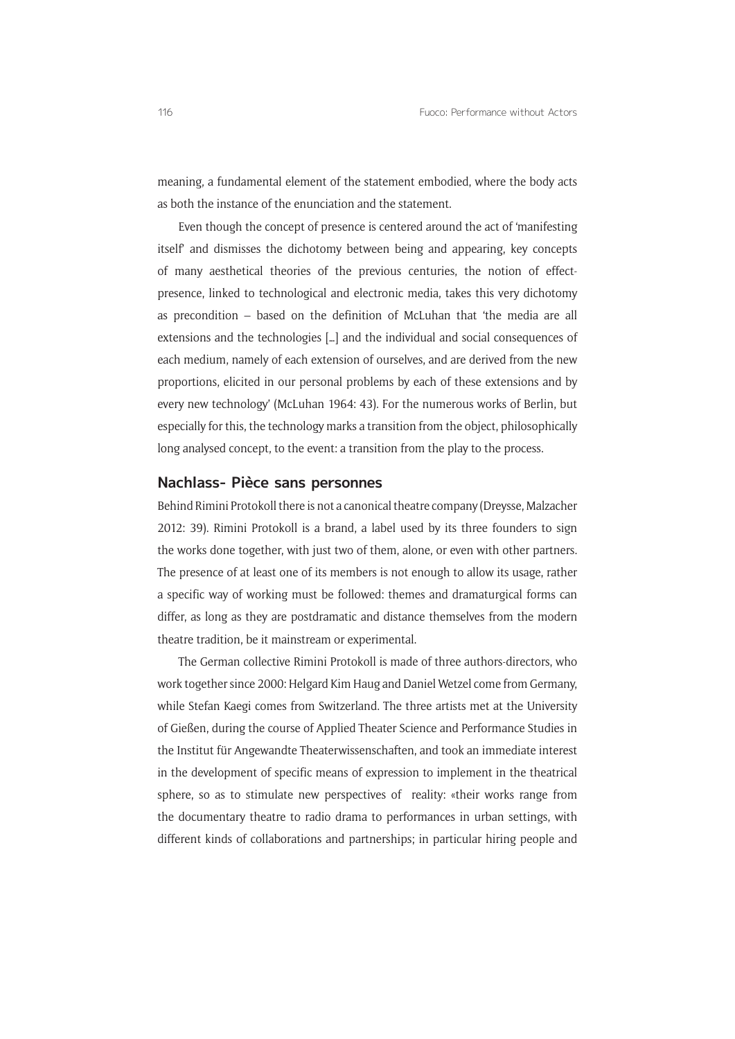meaning, a fundamental element of the statement embodied, where the body acts as both the instance of the enunciation and the statement.

Even though the concept of presence is centered around the act of 'manifesting itself' and dismisses the dichotomy between being and appearing, key concepts of many aesthetical theories of the previous centuries, the notion of effect-presence, linked to technological and electronic media, takes this very dichotomy as precondition – based on the definition of McLuhan that 'the media are all extensions and the technologies […] and the individual and social consequences of each medium, namely of each extension of ourselves, and are derived from the new proportions, elicited in our personal problems by each of these extensions and by every new technology' (McLuhan 1964: 43). For the numerous works of Berlin, but especially for this, the technology marks a transition from the object, philosophically long analysed concept, to the event: a transition from the play to the process.

## Nachlass- Pièce sans personnes

Behind Rimini Protokoll there is not a canonical theatre company (Dreysse, Malzacher 2012: 39). Rimini Protokoll is a brand, a label used by its three founders to sign the works done together, with just two of them, alone, or even with other partners. The presence of at least one of its members is not enough to allow its usage, rather a specific way of working must be followed: themes and dramaturgical forms can differ, as long as they are postdramatic and distance themselves from the modern theatre tradition, be it mainstream or experimental.

The German collective Rimini Protokoll is made of three authors-directors, who work together since 2000: Helgard Kim Haug and Daniel Wetzel come from Germany, while Stefan Kaegi comes from Switzerland. The three artists met at the University of Gießen, during the course of Applied Theater Science and Performance Studies in the Institut für Angewandte Theaterwissenschaften, and took an immediate interest in the development of specific means of expression to implement in the theatrical sphere, so as to stimulate new perspectives of reality: «their works range from the documentary theatre to radio drama to performances in urban settings, with different kinds of collaborations and partnerships; in particular hiring people and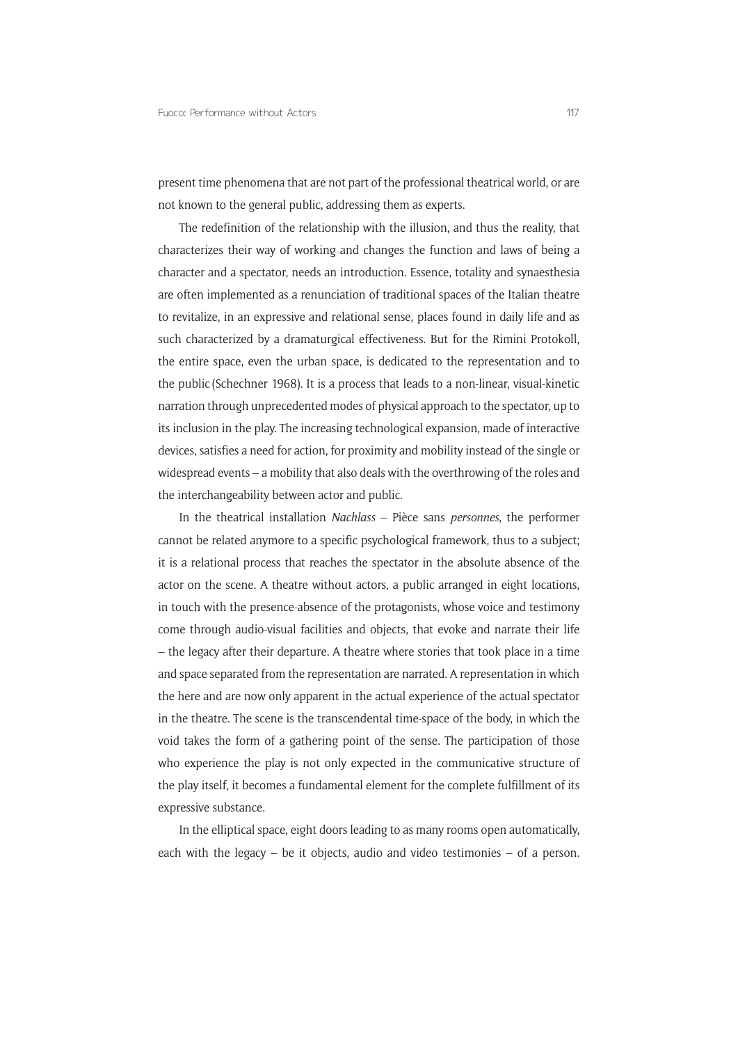present time phenomena that are not part of the professional theatrical world, or are not known to the general public, addressing them as experts.

The redefinition of the relationship with the illusion, and thus the reality, that characterizes their way of working and changes the function and laws of being a character and a spectator, needs an introduction. Essence, totality and synaesthesia are often implemented as a renunciation of traditional spaces of the Italian theatre to revitalize, in an expressive and relational sense, places found in daily life and as such characterized by a dramaturgical effectiveness. But for the Rimini Protokoll, the entire space, even the urban space, is dedicated to the representation and to the public (Schechner 1968). It is a process that leads to a non-linear, visual-kinetic narration through unprecedented modes of physical approach to the spectator, up to its inclusion in the play. The increasing technological expansion, made of interactive devices, satisfies a need for action, for proximity and mobility instead of the single or widespread events – a mobility that also deals with the overthrowing of the roles and the interchangeability between actor and public.

In the theatrical installation *Nachlass* – Pièce sans *personnes*, the performer cannot be related anymore to a specific psychological framework, thus to a subject; it is a relational process that reaches the spectator in the absolute absence of the actor on the scene. A theatre without actors, a public arranged in eight locations, in touch with the presence-absence of the protagonists, whose voice and testimony come through audio-visual facilities and objects, that evoke and narrate their life – the legacy after their departure. A theatre where stories that took place in a time and space separated from the representation are narrated. A representation in which the here and are now only apparent in the actual experience of the actual spectator in the theatre. The scene is the transcendental time-space of the body, in which the void takes the form of a gathering point of the sense. The participation of those who experience the play is not only expected in the communicative structure of the play itself, it becomes a fundamental element for the complete fulfillment of its expressive substance.

In the elliptical space, eight doors leading to as many rooms open automatically, each with the legacy – be it objects, audio and video testimonies – of a person.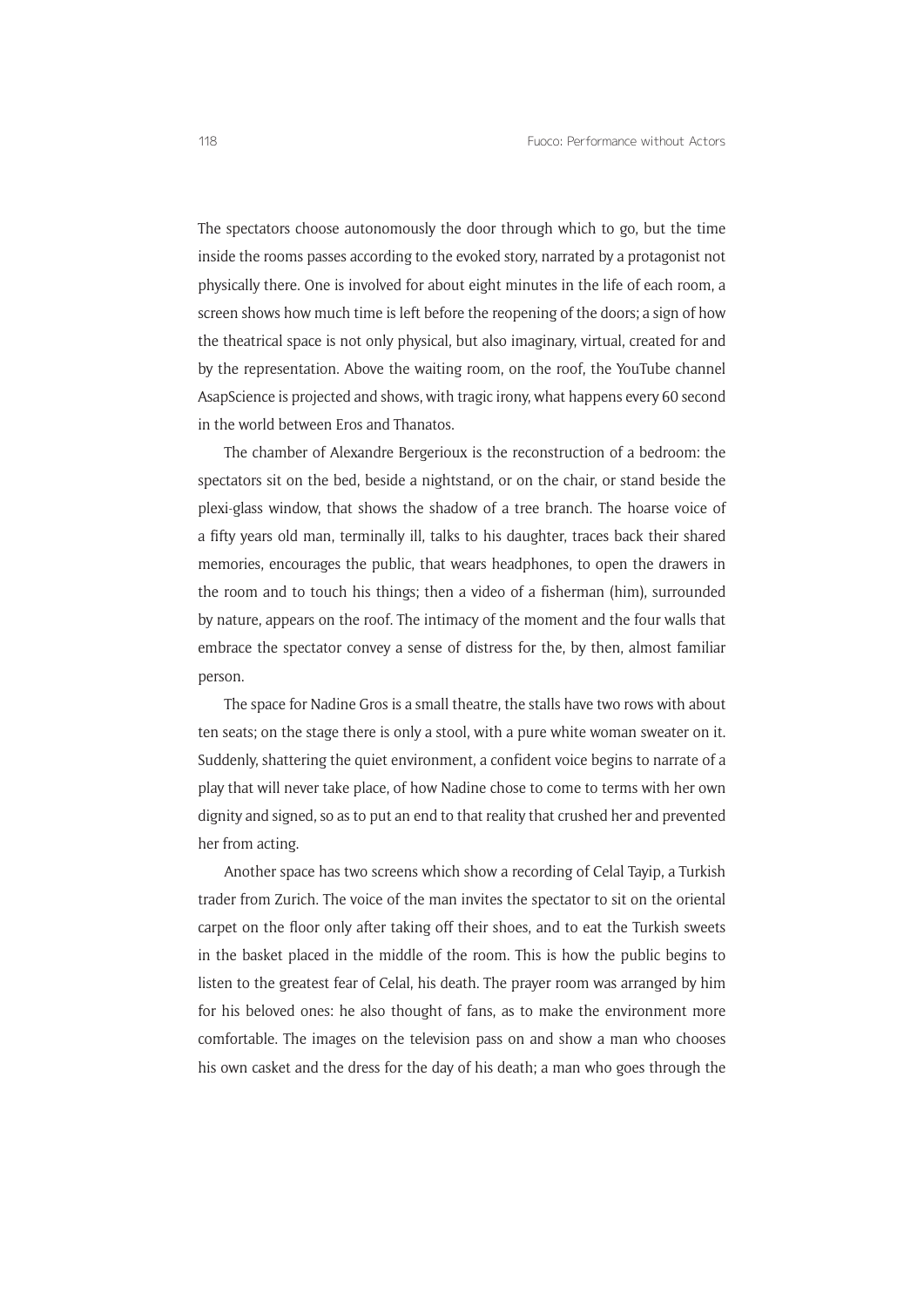The spectators choose autonomously the door through which to go, but the time inside the rooms passes according to the evoked story, narrated by a protagonist not physically there. One is involved for about eight minutes in the life of each room, a screen shows how much time is left before the reopening of the doors; a sign of how the theatrical space is not only physical, but also imaginary, virtual, created for and by the representation. Above the waiting room, on the roof, the YouTube channel AsapScience is projected and shows, with tragic irony, what happens every 60 second in the world between Eros and Thanatos.

The chamber of Alexandre Bergerioux is the reconstruction of a bedroom: the spectators sit on the bed, beside a nightstand, or on the chair, or stand beside the plexi-glass window, that shows the shadow of a tree branch. The hoarse voice of a fifty years old man, terminally ill, talks to his daughter, traces back their shared memories, encourages the public, that wears headphones, to open the drawers in the room and to touch his things; then a video of a fisherman (him), surrounded by nature, appears on the roof. The intimacy of the moment and the four walls that embrace the spectator convey a sense of distress for the, by then, almost familiar person.

The space for Nadine Gros is a small theatre, the stalls have two rows with about ten seats; on the stage there is only a stool, with a pure white woman sweater on it. Suddenly, shattering the quiet environment, a confident voice begins to narrate of a play that will never take place, of how Nadine chose to come to terms with her own dignity and signed, so as to put an end to that reality that crushed her and prevented her from acting.

Another space has two screens which show a recording of Celal Tayip, a Turkish trader from Zurich. The voice of the man invites the spectator to sit on the oriental carpet on the floor only after taking off their shoes, and to eat the Turkish sweets in the basket placed in the middle of the room. This is how the public begins to listen to the greatest fear of Celal, his death. The prayer room was arranged by him for his beloved ones: he also thought of fans, as to make the environment more comfortable. The images on the television pass on and show a man who chooses his own casket and the dress for the day of his death; a man who goes through the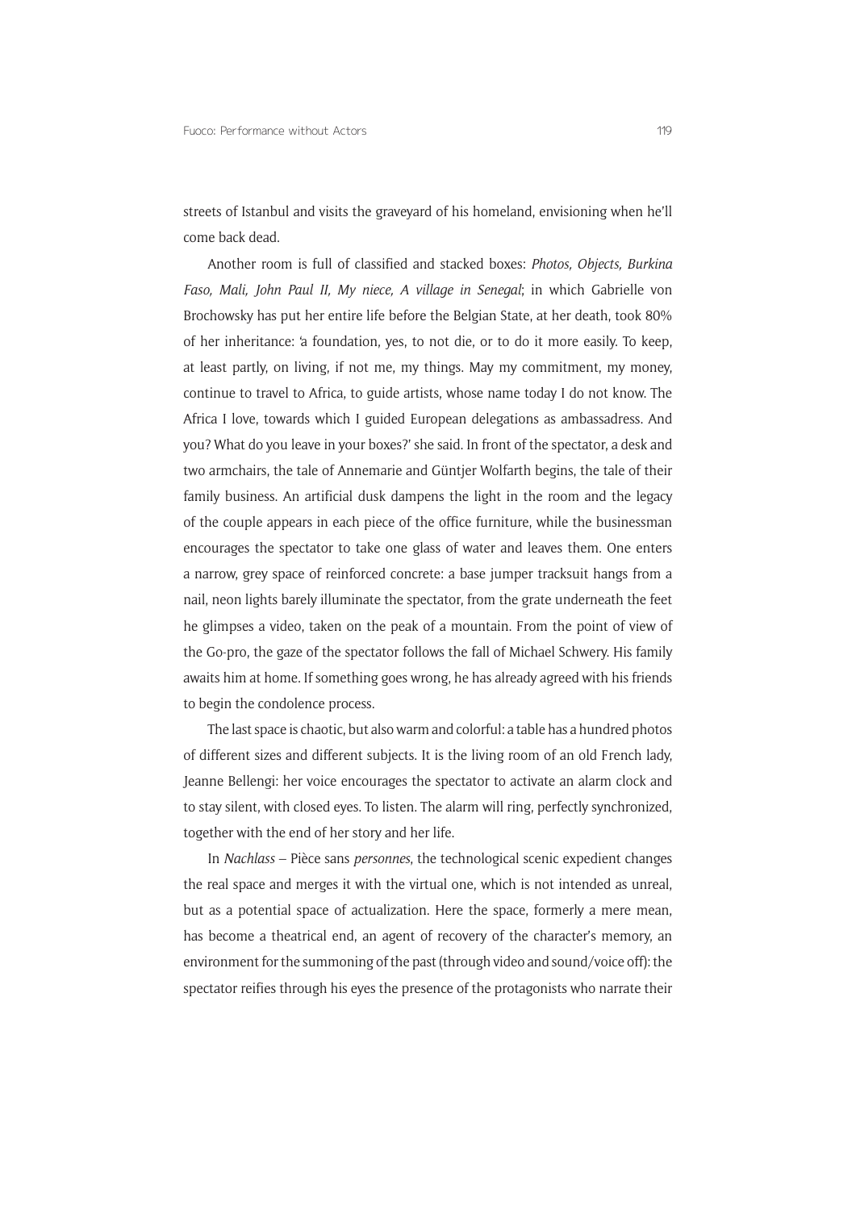streets of Istanbul and visits the graveyard of his homeland, envisioning when he'll come back dead.

Another room is full of classified and stacked boxes: *Photos, Objects, Burkina Faso, Mali, John Paul II, My niece, A village in Senegal*; in which Gabrielle von Brochowsky has put her entire life before the Belgian State, at her death, took 80% of her inheritance: 'a foundation, yes, to not die, or to do it more easily. To keep, at least partly, on living, if not me, my things. May my commitment, my money, continue to travel to Africa, to guide artists, whose name today I do not know. The Africa I love, towards which I guided European delegations as ambassadress. And you? What do you leave in your boxes?' she said. In front of the spectator, a desk and two armchairs, the tale of Annemarie and Güntjer Wolfarth begins, the tale of their family business. An artificial dusk dampens the light in the room and the legacy of the couple appears in each piece of the office furniture, while the businessman encourages the spectator to take one glass of water and leaves them. One enters a narrow, grey space of reinforced concrete: a base jumper tracksuit hangs from a nail, neon lights barely illuminate the spectator, from the grate underneath the feet he glimpses a video, taken on the peak of a mountain. From the point of view of the Go-pro, the gaze of the spectator follows the fall of Michael Schwery. His family awaits him at home. If something goes wrong, he has already agreed with his friends to begin the condolence process.

The last space is chaotic, but also warm and colorful: a table has a hundred photos of different sizes and different subjects. It is the living room of an old French lady, Jeanne Bellengi: her voice encourages the spectator to activate an alarm clock and to stay silent, with closed eyes. To listen. The alarm will ring, perfectly synchronized, together with the end of her story and her life.

In *Nachlass* – Pièce sans *personnes*, the technological scenic expedient changes the real space and merges it with the virtual one, which is not intended as unreal, but as a potential space of actualization. Here the space, formerly a mere mean, has become a theatrical end, an agent of recovery of the character's memory, an environment for the summoning of the past (through video and sound/voice off): the spectator reifies through his eyes the presence of the protagonists who narrate their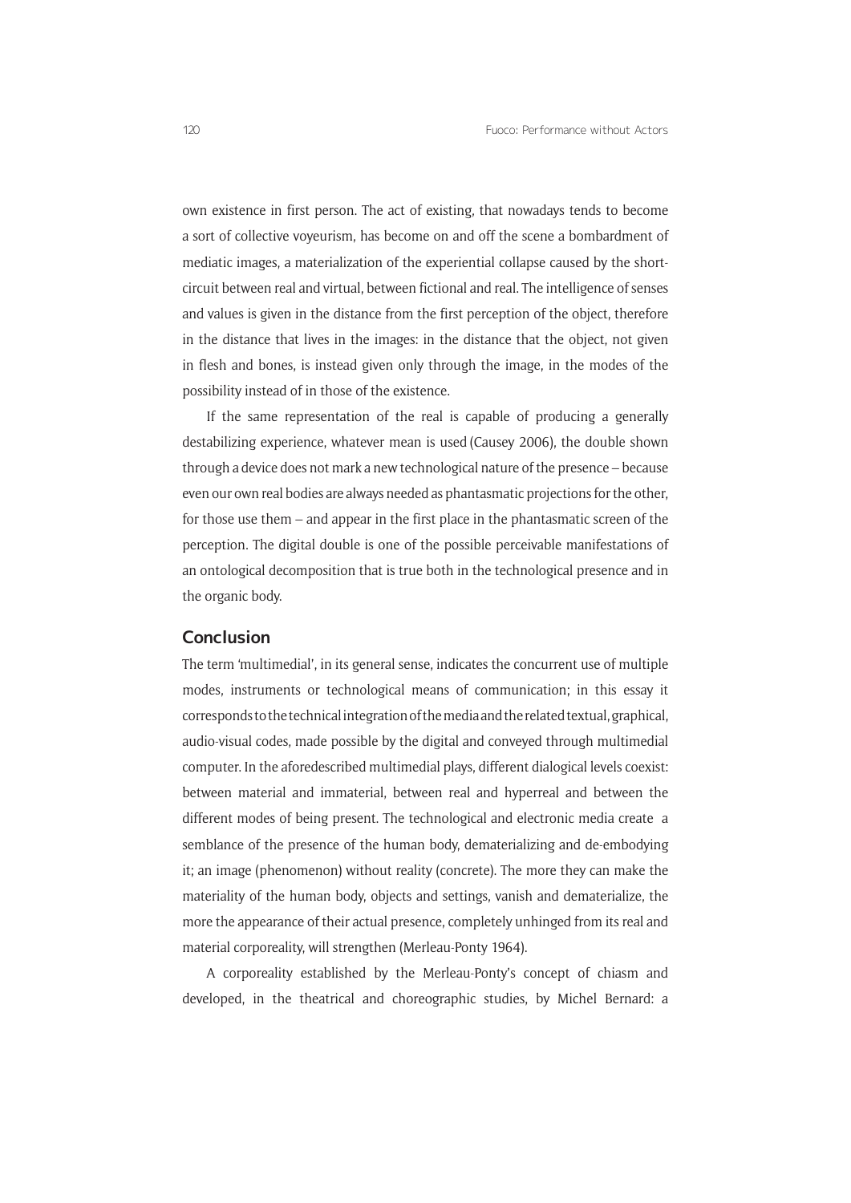own existence in first person. The act of existing, that nowadays tends to become a sort of collective voyeurism, has become on and off the scene a bombardment of mediatic images, a materialization of the experiential collapse caused by the short-circuit between real and virtual, between fictional and real. The intelligence of senses and values is given in the distance from the first perception of the object, therefore in the distance that lives in the images: in the distance that the object, not given in flesh and bones, is instead given only through the image, in the modes of the possibility instead of in those of the existence.

If the same representation of the real is capable of producing a generally destabilizing experience, whatever mean is used (Causey 2006), the double shown through a device does not mark a new technological nature of the presence – because even our own real bodies are always needed as phantasmatic projections for the other, for those use them – and appear in the first place in the phantasmatic screen of the perception. The digital double is one of the possible perceivable manifestations of an ontological decomposition that is true both in the technological presence and in the organic body.

## Conclusion

The term 'multimedial', in its general sense, indicates the concurrent use of multiple modes, instruments or technological means of communication; in this essay it corresponds to the technical integration of the media and the related textual, graphical, audio-visual codes, made possible by the digital and conveyed through multimedial computer. In the aforedescribed multimedial plays, different dialogical levels coexist: between material and immaterial, between real and hyperreal and between the different modes of being present. The technological and electronic media create a semblance of the presence of the human body, dematerializing and de-embodying it; an image (phenomenon) without reality (concrete). The more they can make the materiality of the human body, objects and settings, vanish and dematerialize, the more the appearance of their actual presence, completely unhinged from its real and material corporeality, will strengthen (Merleau-Ponty 1964).

A corporeality established by the Merleau-Ponty's concept of chiasm and developed, in the theatrical and choreographic studies, by Michel Bernard: a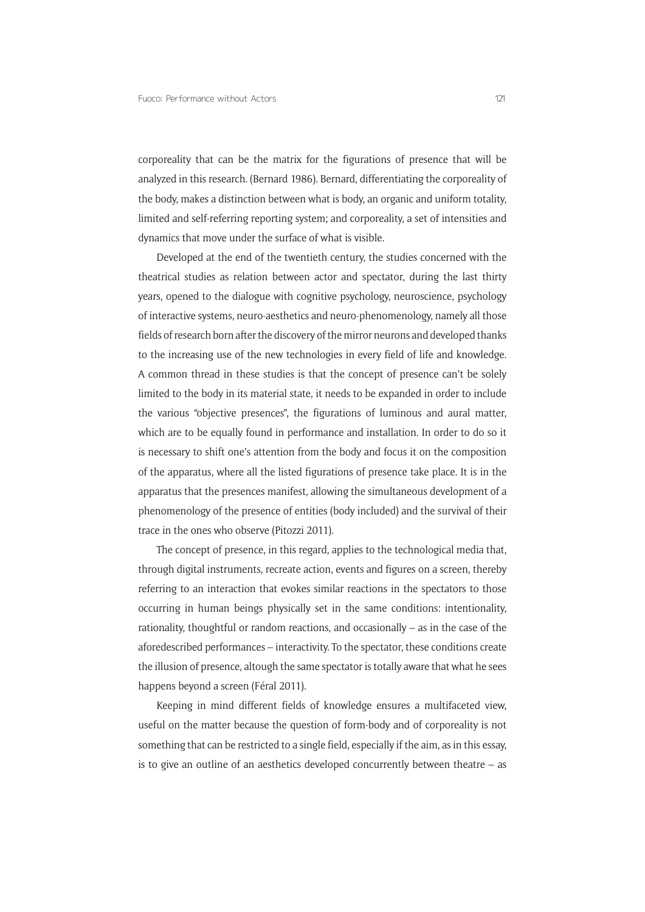corporeality that can be the matrix for the figurations of presence that will be analyzed in this research. (Bernard 1986). Bernard, differentiating the corporeality of the body, makes a distinction between what is body, an organic and uniform totality, limited and self-referring reporting system; and corporeality, a set of intensities and dynamics that move under the surface of what is visible.

Developed at the end of the twentieth century, the studies concerned with the theatrical studies as relation between actor and spectator, during the last thirty years, opened to the dialogue with cognitive psychology, neuroscience, psychology of interactive systems, neuro-aesthetics and neuro-phenomenology, namely all those fields of research born after the discovery of the mirror neurons and developed thanks to the increasing use of the new technologies in every field of life and knowledge. A common thread in these studies is that the concept of presence can't be solely limited to the body in its material state, it needs to be expanded in order to include the various "objective presences", the figurations of luminous and aural matter, which are to be equally found in performance and installation. In order to do so it is necessary to shift one's attention from the body and focus it on the composition of the apparatus, where all the listed figurations of presence take place. It is in the apparatus that the presences manifest, allowing the simultaneous development of a phenomenology of the presence of entities (body included) and the survival of their trace in the ones who observe (Pitozzi 2011).

The concept of presence, in this regard, applies to the technological media that, through digital instruments, recreate action, events and figures on a screen, thereby referring to an interaction that evokes similar reactions in the spectators to those occurring in human beings physically set in the same conditions: intentionality, rationality, thoughtful or random reactions, and occasionally – as in the case of the aforedescribed performances – interactivity. To the spectator, these conditions create the illusion of presence, altough the same spectator is totally aware that what he sees happens beyond a screen (Féral 2011).

Keeping in mind different fields of knowledge ensures a multifaceted view, useful on the matter because the question of form-body and of corporeality is not something that can be restricted to a single field, especially if the aim, as in this essay, is to give an outline of an aesthetics developed concurrently between theatre – as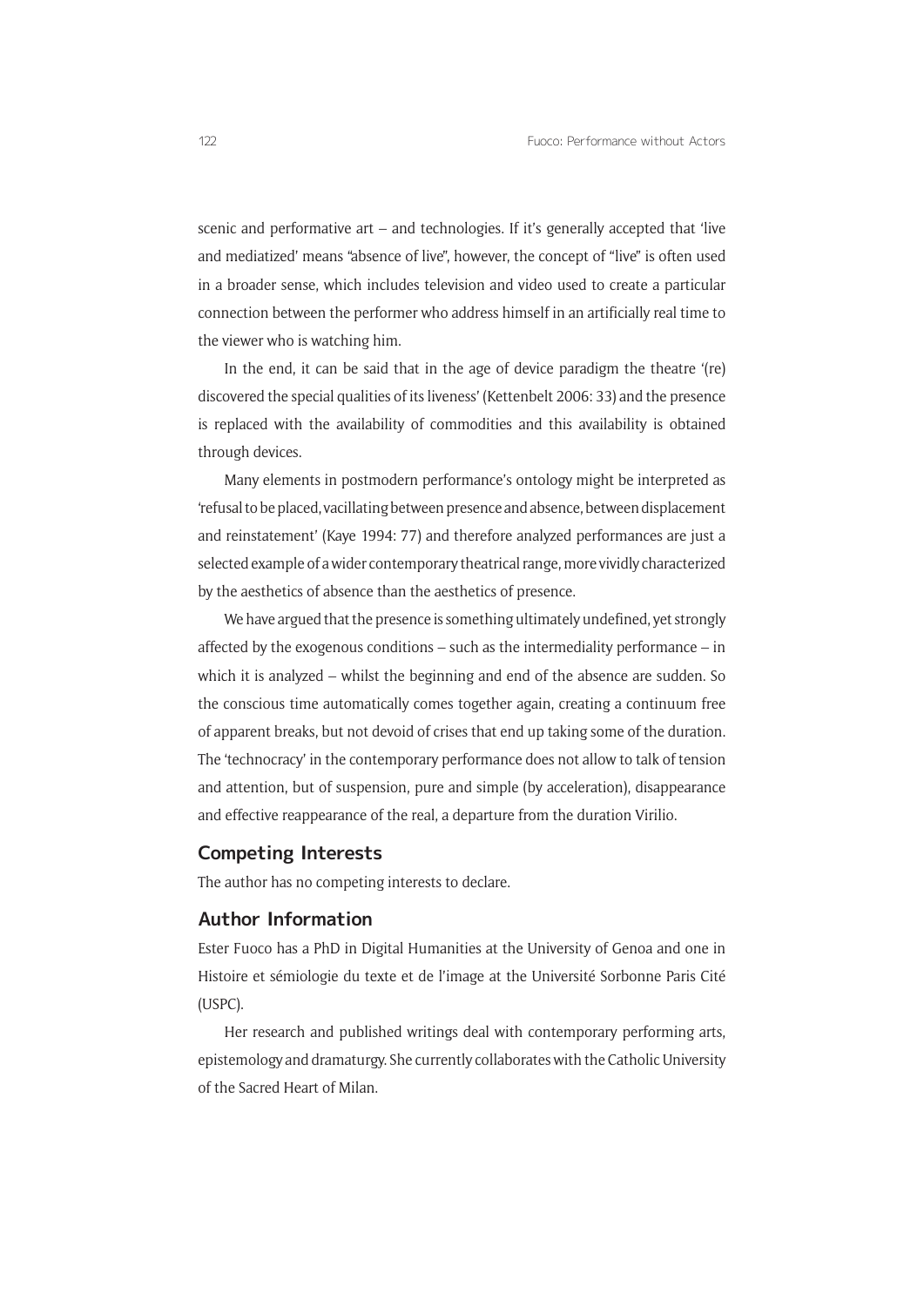scenic and performative art – and technologies. If it's generally accepted that 'live and mediatized' means "absence of live", however, the concept of "live" is often used in a broader sense, which includes television and video used to create a particular connection between the performer who address himself in an artificially real time to the viewer who is watching him.

In the end, it can be said that in the age of device paradigm the theatre '(re) discovered the special qualities of its liveness' (Kettenbelt 2006: 33) and the presence is replaced with the availability of commodities and this availability is obtained through devices.

Many elements in postmodern performance's ontology might be interpreted as 'refusal to be placed, vacillating between presence and absence, between displacement and reinstatement' (Kaye 1994: 77) and therefore analyzed performances are just a selected example of a wider contemporary theatrical range, more vividly characterized by the aesthetics of absence than the aesthetics of presence.

We have argued that the presence is something ultimately undefined, yet strongly affected by the exogenous conditions – such as the intermediality performance – in which it is analyzed – whilst the beginning and end of the absence are sudden. So the conscious time automatically comes together again, creating a continuum free of apparent breaks, but not devoid of crises that end up taking some of the duration. The 'technocracy' in the contemporary performance does not allow to talk of tension and attention, but of suspension, pure and simple (by acceleration), disappearance and effective reappearance of the real, a departure from the duration Virilio.

## Competing Interests

The author has no competing interests to declare.

## Author Information

Ester Fuoco has a PhD in Digital Humanities at the University of Genoa and one in Histoire et sémiologie du texte et de l'image at the Université Sorbonne Paris Cité (USPC).

Her research and published writings deal with contemporary performing arts, epistemology and dramaturgy. She currently collaborates with the Catholic University of the Sacred Heart of Milan.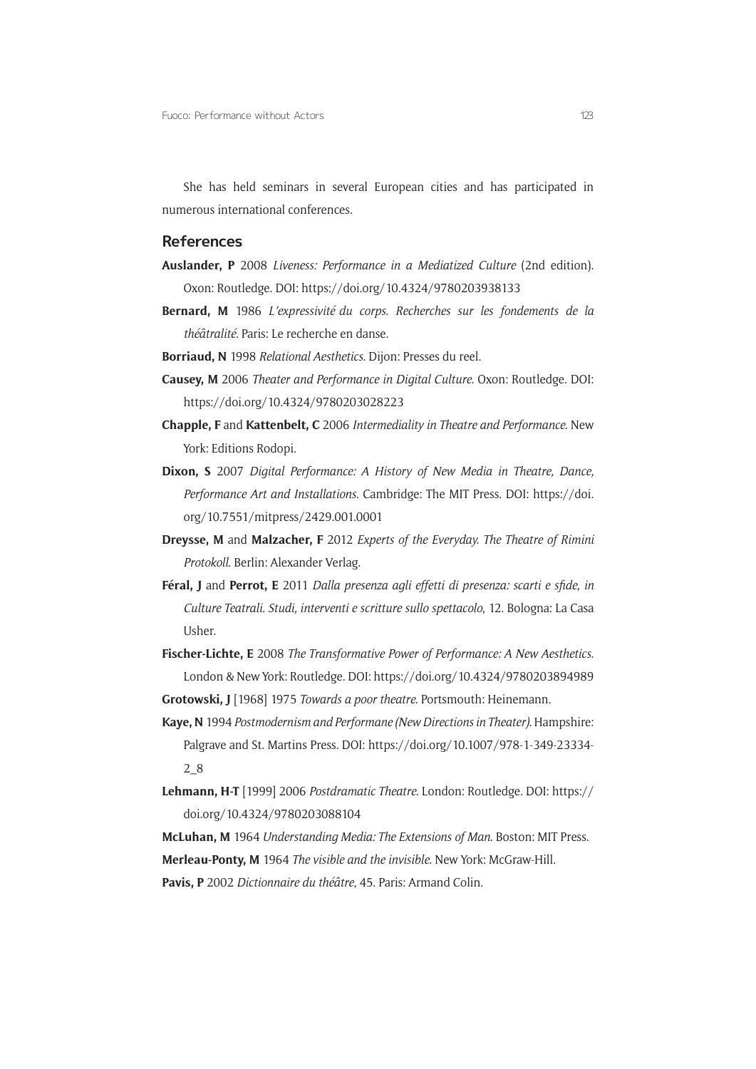She has held seminars in several European cities and has participated in numerous international conferences.

## References

**Auslander, P** 2008 *Liveness: Performance in a Mediatized Culture* (2nd edition). Oxon: Routledge. DOI: https://doi.org/10.4324/9780203938133

**Bernard, M** 1986 *L'expressivité du corps. Recherches sur les fondements de la théâtralité*. Paris: Le recherche en danse.

**Borriaud, N** 1998 *Relational Aesthetics*. Dijon: Presses du reel.

**Causey, M** 2006 *Theater and Performance in Digital Culture*. Oxon: Routledge. DOI: https://doi.org/10.4324/9780203028223

**Chapple, F** and **Kattenbelt, C** 2006 *Intermediality in Theatre and Performance*. New York: Editions Rodopi.

**Dixon, S** 2007 *Digital Performance: A History of New Media in Theatre, Dance, Performance Art and Installations*. Cambridge: The MIT Press. DOI: https://doi.org/10.7551/mitpress/2429.001.0001

**Dreysse, M** and **Malzacher, F** 2012 *Experts of the Everyday. The Theatre of Rimini Protokoll*. Berlin: Alexander Verlag.

**Féral, J** and **Perrot, E** 2011 *Dalla presenza agli effetti di presenza: scarti e sfide, in Culture Teatrali. Studi, interventi e scritture sullo spettacolo*, 12. Bologna: La Casa Usher.

**Fischer-Lichte, E** 2008 *The Transformative Power of Performance: A New Aesthetics*. London & New York: Routledge. DOI: https://doi.org/10.4324/9780203894989

**Grotowski, J** [1968] 1975 *Towards a poor theatre*. Portsmouth: Heinemann.

**Kaye, N** 1994 *Postmodernism and Performane (New Directions in Theater)*. Hampshire: Palgrave and St. Martins Press. DOI: https://doi.org/10.1007/978-1-349-23334-2_8

**Lehmann, H-T** [1999] 2006 *Postdramatic Theatre*. London: Routledge. DOI: https://doi.org/10.4324/9780203088104

**McLuhan, M** 1964 *Understanding Media: The Extensions of Man*. Boston: MIT Press.

**Merleau-Ponty, M** 1964 *The visible and the invisible*. New York: McGraw-Hill.

**Pavis, P** 2002 *Dictionnaire du théâtre*, 45. Paris: Armand Colin.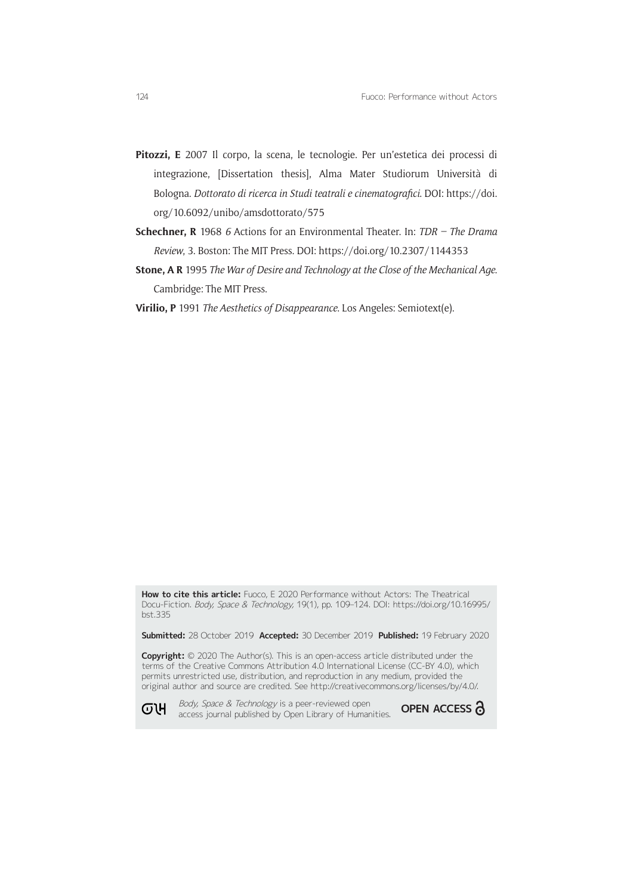**Pitozzi, E** 2007 Il corpo, la scena, le tecnologie. Per un'estetica dei processi di integrazione, [Dissertation thesis], Alma Mater Studiorum Università di Bologna. *Dottorato di ricerca in Studi teatrali e cinematografici*. DOI: https://doi.org/10.6092/unibo/amsdottorato/575

**Schechner, R** 1968 *6* Actions for an Environmental Theater. In: *TDR – The Drama Review*, 3. Boston: The MIT Press. DOI: https://doi.org/10.2307/1144353

**Stone, A R** 1995 *The War of Desire and Technology at the Close of the Mechanical Age*. Cambridge: The MIT Press.

**Virilio, P** 1991 *The Aesthetics of Disappearance*. Los Angeles: Semiotext(e).

**How to cite this article:** Fuoco, E 2020 Performance without Actors: The Theatrical Docu-Fiction. *Body, Space & Technology*, 19(1), pp. 109–124. DOI: https://doi.org/10.16995/bst.335

**Submitted:** 28 October 2019 **Accepted:** 30 December 2019 **Published:** 19 February 2020

**Copyright:** © 2020 The Author(s). This is an open-access article distributed under the terms of the Creative Commons Attribution 4.0 International License (CC-BY 4.0), which permits unrestricted use, distribution, and reproduction in any medium, provided the original author and source are credited. See http://creativecommons.org/licenses/by/4.0/.

*Body, Space & Technology* is a peer-reviewed open access journal published by Open Library of Humanities.

**OPEN ACCESS**